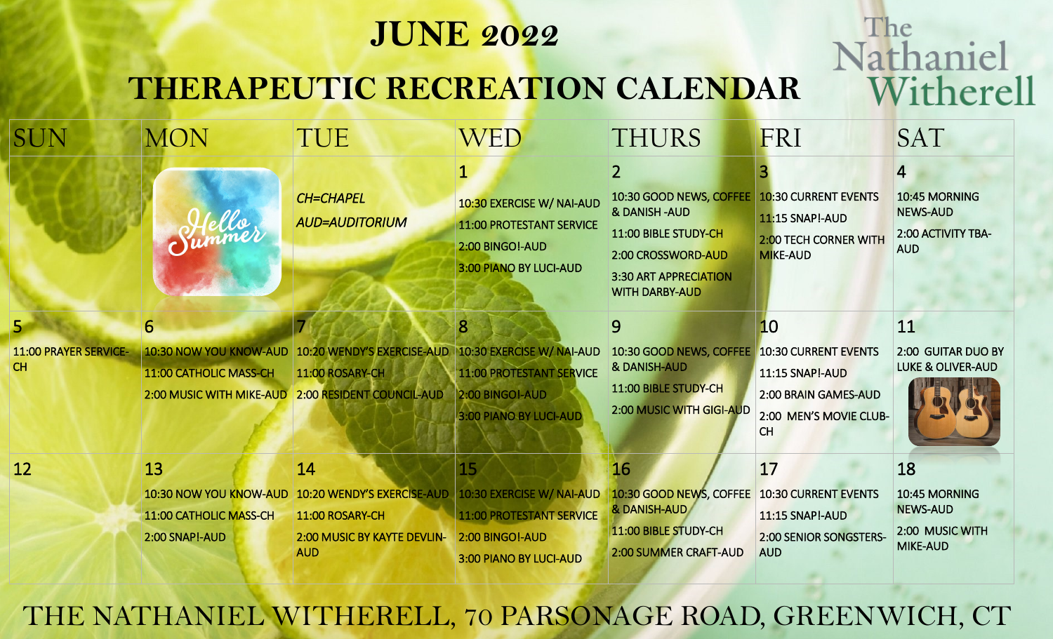# JUNE 2022

# THERAPEUTIC RECREATION CALENDAR

The Nathaniel Witherell

| SUN | MON | TUE | WED | THURS | FRI | SAT |
|---|---|---|---|---|---|---|
| | Hello Summer | CH=CHAPEL<br>AUD=AUDITORIUM | 1<br>10:30 EXERCISE W/ NAI-AUD<br>11:00 PROTESTANT SERVICE<br>2:00 BINGO!-AUD<br>3:00 PIANO BY LUCI-AUD | 2<br>10:30 GOOD NEWS, COFFEE & DANISH -AUD<br>11:00 BIBLE STUDY-CH<br>2:00 CROSSWORD-AUD<br>3:30 ART APPRECIATION WITH DARBY-AUD | 3<br>10:30 CURRENT EVENTS<br>11:15 SNAP!-AUD<br>2:00 TECH CORNER WITH MIKE-AUD | 4<br>10:45 MORNING NEWS-AUD<br>2:00 ACTIVITY TBA-AUD |
| 5<br>11:00 PRAYER SERVICE-CH | 6<br>10:30 NOW YOU KNOW-AUD<br>11:00 CATHOLIC MASS-CH<br>2:00 MUSIC WITH MIKE-AUD | 7<br>10:20 WENDY'S EXERCISE-AUD<br>11:00 ROSARY-CH<br>2:00 RESIDENT COUNCIL-AUD | 8<br>10:30 EXERCISE W/ NAI-AUD<br>11:00 PROTESTANT SERVICE<br>2:00 BINGO!-AUD<br>3:00 PIANO BY LUCI-AUD | 9<br>10:30 GOOD NEWS, COFFEE & DANISH-AUD<br>11:00 BIBLE STUDY-CH<br>2:00 MUSIC WITH GIGI-AUD | 10<br>10:30 CURRENT EVENTS<br>11:15 SNAP!-AUD<br>2:00 BRAIN GAMES-AUD<br>2:00 MEN'S MOVIE CLUB-CH | 11<br>2:00 GUITAR DUO BY LUKE & OLIVER-AUD |
| 12 | 13<br>10:30 NOW YOU KNOW-AUD<br>11:00 CATHOLIC MASS-CH<br>2:00 SNAP!-AUD | 14<br>10:20 WENDY'S EXERCISE-AUD<br>11:00 ROSARY-CH<br>2:00 MUSIC BY KAYTE DEVLIN-AUD | 15<br>10:30 EXERCISE W/ NAI-AUD<br>11:00 PROTESTANT SERVICE<br>2:00 BINGO!-AUD<br>3:00 PIANO BY LUCI-AUD | 16<br>10:30 GOOD NEWS, COFFEE & DANISH-AUD<br>11:00 BIBLE STUDY-CH<br>2:00 SUMMER CRAFT-AUD | 17<br>10:30 CURRENT EVENTS<br>11:15 SNAP!-AUD<br>2:00 SENIOR SONGSTERS-AUD | 18<br>10:45 MORNING NEWS-AUD<br>2:00 MUSIC WITH MIKE-AUD |

THE NATHANIEL WITHERELL, 70 PARSONAGE ROAD, GREENWICH, CT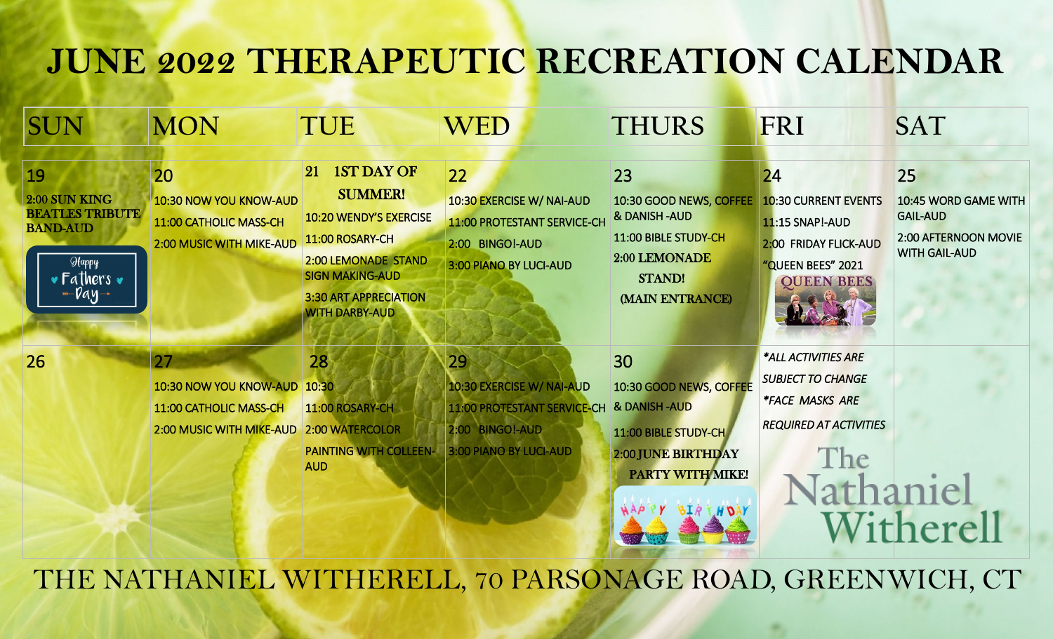# JUNE 2022 THERAPEUTIC RECREATION CALENDAR

| SUN | MON | TUE | WED | THURS | FRI | SAT |
|---|---|---|---|---|---|---|
| 19<br>2:00 SUN KING BEATLES TRIBUTE BAND-AUD<br>Happy Fathers Day | 20<br>10:30 NOW YOU KNOW-AUD<br>11:00 CATHOLIC MASS-CH<br>2:00 MUSIC WITH MIKE-AUD | 21 1ST DAY OF SUMMER!<br>10:20 WENDY'S EXERCISE<br>11:00 ROSARY-CH<br>2:00 LEMONADE STAND SIGN MAKING-AUD<br>3:30 ART APPRECIATION WITH DARBY-AUD | 22<br>10:30 EXERCISE W/ NAI-AUD<br>11:00 PROTESTANT SERVICE-CH<br>2:00 BINGO!-AUD<br>3:00 PIANO BY LUCI-AUD | 23<br>10:30 GOOD NEWS, COFFEE & DANISH -AUD<br>11:00 BIBLE STUDY-CH<br>2:00 LEMONADE STAND! (MAIN ENTRANCE) | 24<br>10:30 CURRENT EVENTS<br>11:15 SNAP!-AUD<br>2:00 FRIDAY FLICK-AUD<br>"QUEEN BEES" 2021 | 25<br>10:45 WORD GAME WITH GAIL-AUD<br>2:00 AFTERNOON MOVIE WITH GAIL-AUD |
| 26 | 27<br>10:30 NOW YOU KNOW-AUD<br>11:00 CATHOLIC MASS-CH<br>2:00 MUSIC WITH MIKE-AUD | 28<br>10:30<br>11:00 ROSARY-CH<br>2:00 WATERCOLOR PAINTING WITH COLLEEN-AUD | 29<br>10:30 EXERCISE W/ NAI-AUD<br>11:00 PROTESTANT SERVICE-CH<br>2:00 BINGO!-AUD<br>3:00 PIANO BY LUCI-AUD | 30<br>10:30 GOOD NEWS, COFFEE & DANISH -AUD<br>11:00 BIBLE STUDY-CH<br>2:00 JUNE BIRTHDAY PARTY WITH MIKE! | *ALL ACTIVITIES ARE SUBJECT TO CHANGE<br>*FACE MASKS ARE REQUIRED AT ACTIVITIES<br>The Nathaniel Witherell | |

THE NATHANIEL WITHERELL, 70 PARSONAGE ROAD, GREENWICH, CT